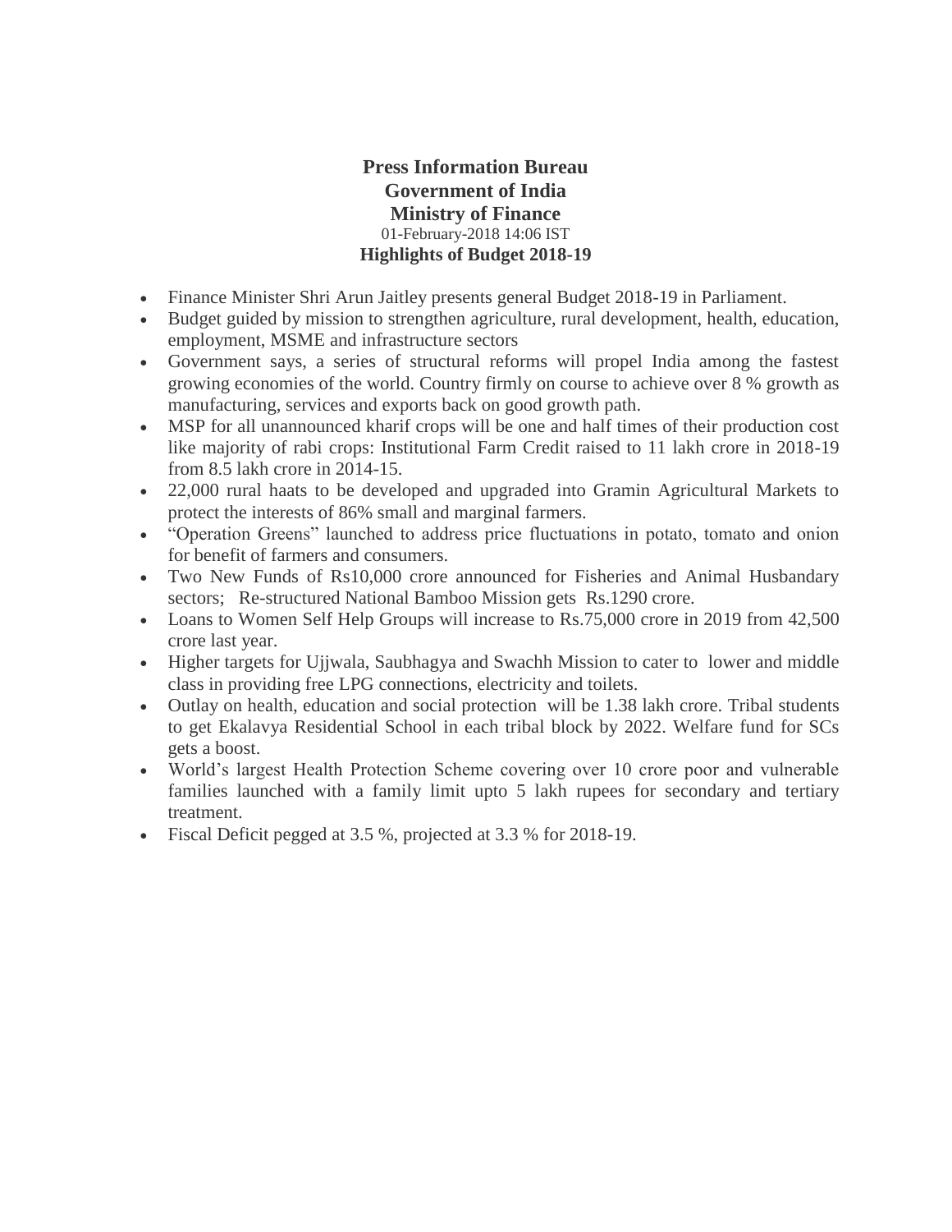**Press Information Bureau**
**Government of India**
**Ministry of Finance**
01-February-2018 14:06 IST

# Highlights of Budget 2018-19

- Finance Minister Shri Arun Jaitley presents general Budget 2018-19 in Parliament.
- Budget guided by mission to strengthen agriculture, rural development, health, education, employment, MSME and infrastructure sectors
- Government says, a series of structural reforms will propel India among the fastest growing economies of the world. Country firmly on course to achieve over 8 % growth as manufacturing, services and exports back on good growth path.
- MSP for all unannounced kharif crops will be one and half times of their production cost like majority of rabi crops: Institutional Farm Credit raised to 11 lakh crore in 2018-19 from 8.5 lakh crore in 2014-15.
- 22,000 rural haats to be developed and upgraded into Gramin Agricultural Markets to protect the interests of 86% small and marginal farmers.
- "Operation Greens" launched to address price fluctuations in potato, tomato and onion for benefit of farmers and consumers.
- Two New Funds of Rs10,000 crore announced for Fisheries and Animal Husbandary sectors; Re-structured National Bamboo Mission gets Rs.1290 crore.
- Loans to Women Self Help Groups will increase to Rs.75,000 crore in 2019 from 42,500 crore last year.
- Higher targets for Ujjwala, Saubhagya and Swachh Mission to cater to lower and middle class in providing free LPG connections, electricity and toilets.
- Outlay on health, education and social protection will be 1.38 lakh crore. Tribal students to get Ekalavya Residential School in each tribal block by 2022. Welfare fund for SCs gets a boost.
- World's largest Health Protection Scheme covering over 10 crore poor and vulnerable families launched with a family limit upto 5 lakh rupees for secondary and tertiary treatment.
- Fiscal Deficit pegged at 3.5 %, projected at 3.3 % for 2018-19.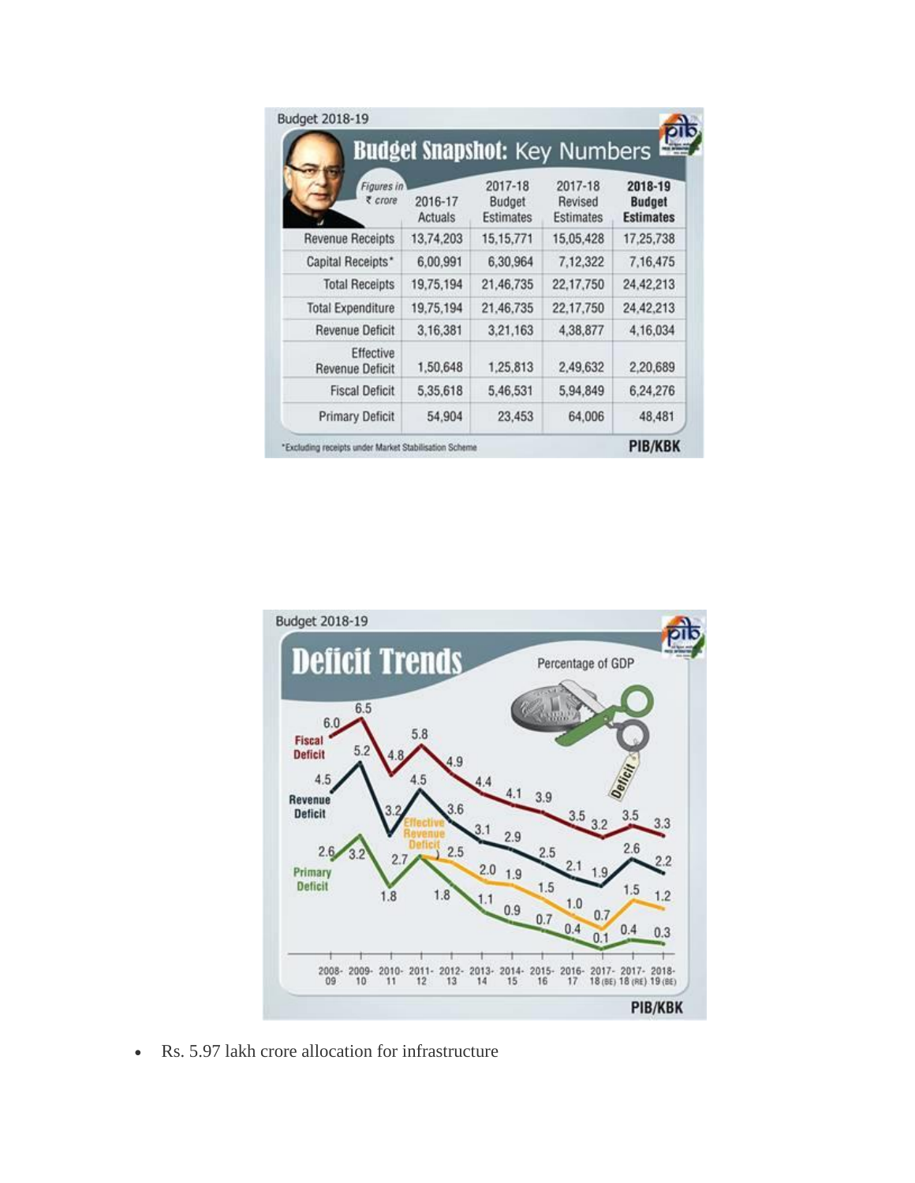Budget 2018-19

## Budget Snapshot: Key Numbers

| Figures in ₹ crore | 2016-17 Actuals | 2017-18 Budget Estimates | 2017-18 Revised Estimates | 2018-19 Budget Estimates |
|---|---|---|---|---|
| Revenue Receipts | 13,74,203 | 15,15,771 | 15,05,428 | 17,25,738 |
| Capital Receipts* | 6,00,991 | 6,30,964 | 7,12,322 | 7,16,475 |
| Total Receipts | 19,75,194 | 21,46,735 | 22,17,750 | 24,42,213 |
| Total Expenditure | 19,75,194 | 21,46,735 | 22,17,750 | 24,42,213 |
| Revenue Deficit | 3,16,381 | 3,21,163 | 4,38,877 | 4,16,034 |
| Effective Revenue Deficit | 1,50,648 | 1,25,813 | 2,49,632 | 2,20,689 |
| Fiscal Deficit | 5,35,618 | 5,46,531 | 5,94,849 | 6,24,276 |
| Primary Deficit | 54,904 | 23,453 | 64,006 | 48,481 |

*Excluding receipts under Market Stabilisation Scheme

PIB/KBK

Budget 2018-19

## Deficit Trends

Percentage of GDP

| Year | Fiscal Deficit | Revenue Deficit | Effective Revenue Deficit | Primary Deficit |
|---|---|---|---|---|
| 2008-09 | 6.0 | 4.5 | | 2.6 |
| 2009-10 | 6.5 | 5.2 | | 3.2 |
| 2010-11 | 4.8 | 3.2 | | 1.8 |
| 2011-12 | 5.8 | 4.5 | | 2.7 |
| 2012-13 | 4.9 | 3.6 | 2.5 | 1.8 |
| 2013-14 | 4.4 | 3.1 | 2.0 | 1.1 |
| 2014-15 | 4.1 | 2.9 | 1.9 | 0.9 |
| 2015-16 | 3.9 | 2.5 | 1.5 | 0.7 |
| 2016-17 | 3.5 | 2.1 | 1.0 | 0.4 |
| 2017-18 (BE) | 3.2 | 1.9 | 0.7 | 0.1 |
| 2017-18 (RE) | 3.5 | 2.6 | 1.5 | 0.4 |
| 2018-19 (BE) | 3.3 | 2.2 | 1.2 | 0.3 |

PIB/KBK

- Rs. 5.97 lakh crore allocation for infrastructure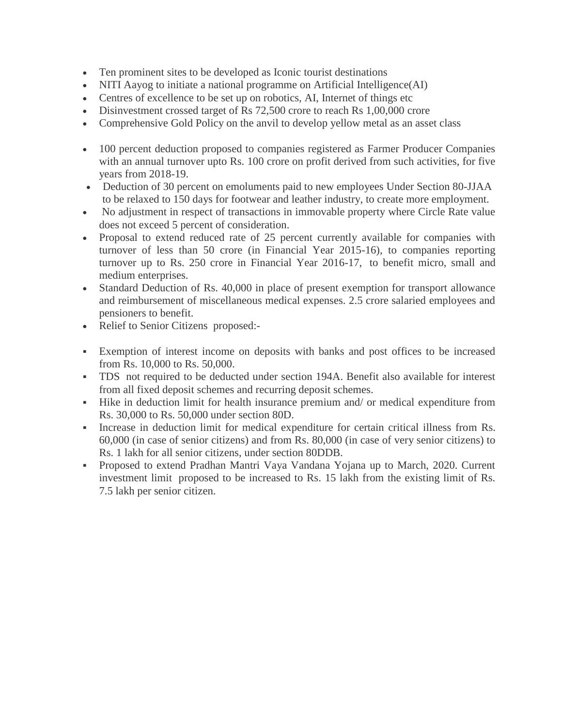- Ten prominent sites to be developed as Iconic tourist destinations
- NITI Aayog to initiate a national programme on Artificial Intelligence(AI)
- Centres of excellence to be set up on robotics, AI, Internet of things etc
- Disinvestment crossed target of Rs 72,500 crore to reach Rs 1,00,000 crore
- Comprehensive Gold Policy on the anvil to develop yellow metal as an asset class

- 100 percent deduction proposed to companies registered as Farmer Producer Companies with an annual turnover upto Rs. 100 crore on profit derived from such activities, for five years from 2018-19.
- Deduction of 30 percent on emoluments paid to new employees Under Section 80-JJAA to be relaxed to 150 days for footwear and leather industry, to create more employment.
- No adjustment in respect of transactions in immovable property where Circle Rate value does not exceed 5 percent of consideration.
- Proposal to extend reduced rate of 25 percent currently available for companies with turnover of less than 50 crore (in Financial Year 2015-16), to companies reporting turnover up to Rs. 250 crore in Financial Year 2016-17, to benefit micro, small and medium enterprises.
- Standard Deduction of Rs. 40,000 in place of present exemption for transport allowance and reimbursement of miscellaneous medical expenses. 2.5 crore salaried employees and pensioners to benefit.
- Relief to Senior Citizens proposed:-

- Exemption of interest income on deposits with banks and post offices to be increased from Rs. 10,000 to Rs. 50,000.
- TDS not required to be deducted under section 194A. Benefit also available for interest from all fixed deposit schemes and recurring deposit schemes.
- Hike in deduction limit for health insurance premium and/ or medical expenditure from Rs. 30,000 to Rs. 50,000 under section 80D.
- Increase in deduction limit for medical expenditure for certain critical illness from Rs. 60,000 (in case of senior citizens) and from Rs. 80,000 (in case of very senior citizens) to Rs. 1 lakh for all senior citizens, under section 80DDB.
- Proposed to extend Pradhan Mantri Vaya Vandana Yojana up to March, 2020. Current investment limit proposed to be increased to Rs. 15 lakh from the existing limit of Rs. 7.5 lakh per senior citizen.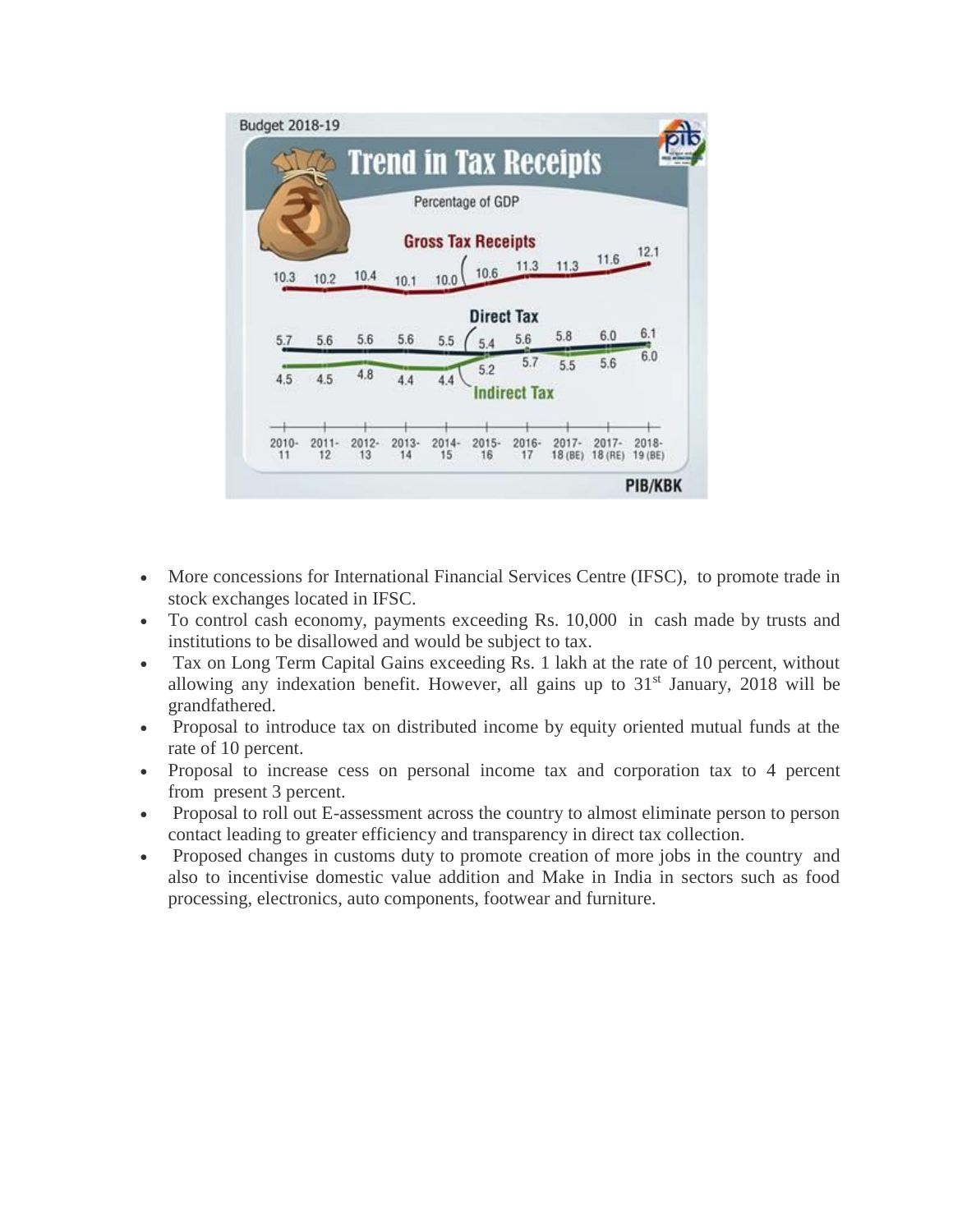Budget 2018-19

## Trend in Tax Receipts

Percentage of GDP

| | 2010-11 | 2011-12 | 2012-13 | 2013-14 | 2014-15 | 2015-16 | 2016-17 | 2017-18 (BE) | 2017-18 (RE) | 2018-19 (BE) |
|---|---|---|---|---|---|---|---|---|---|---|
| Gross Tax Receipts | 10.3 | 10.2 | 10.4 | 10.1 | 10.0 | 10.6 | 11.3 | 11.3 | 11.6 | 12.1 |
| Direct Tax | 5.7 | 5.6 | 5.6 | 5.6 | 5.5 | 5.4 | 5.6 | 5.8 | 6.0 | 6.1 |
| Indirect Tax | 4.5 | 4.5 | 4.8 | 4.4 | 4.4 | 5.2 | 5.7 | 5.5 | 5.6 | 6.0 |

PIB/KBK

- More concessions for International Financial Services Centre (IFSC), to promote trade in stock exchanges located in IFSC.
- To control cash economy, payments exceeding Rs. 10,000 in cash made by trusts and institutions to be disallowed and would be subject to tax.
- Tax on Long Term Capital Gains exceeding Rs. 1 lakh at the rate of 10 percent, without allowing any indexation benefit. However, all gains up to 31st January, 2018 will be grandfathered.
- Proposal to introduce tax on distributed income by equity oriented mutual funds at the rate of 10 percent.
- Proposal to increase cess on personal income tax and corporation tax to 4 percent from present 3 percent.
- Proposal to roll out E-assessment across the country to almost eliminate person to person contact leading to greater efficiency and transparency in direct tax collection.
- Proposed changes in customs duty to promote creation of more jobs in the country and also to incentivise domestic value addition and Make in India in sectors such as food processing, electronics, auto components, footwear and furniture.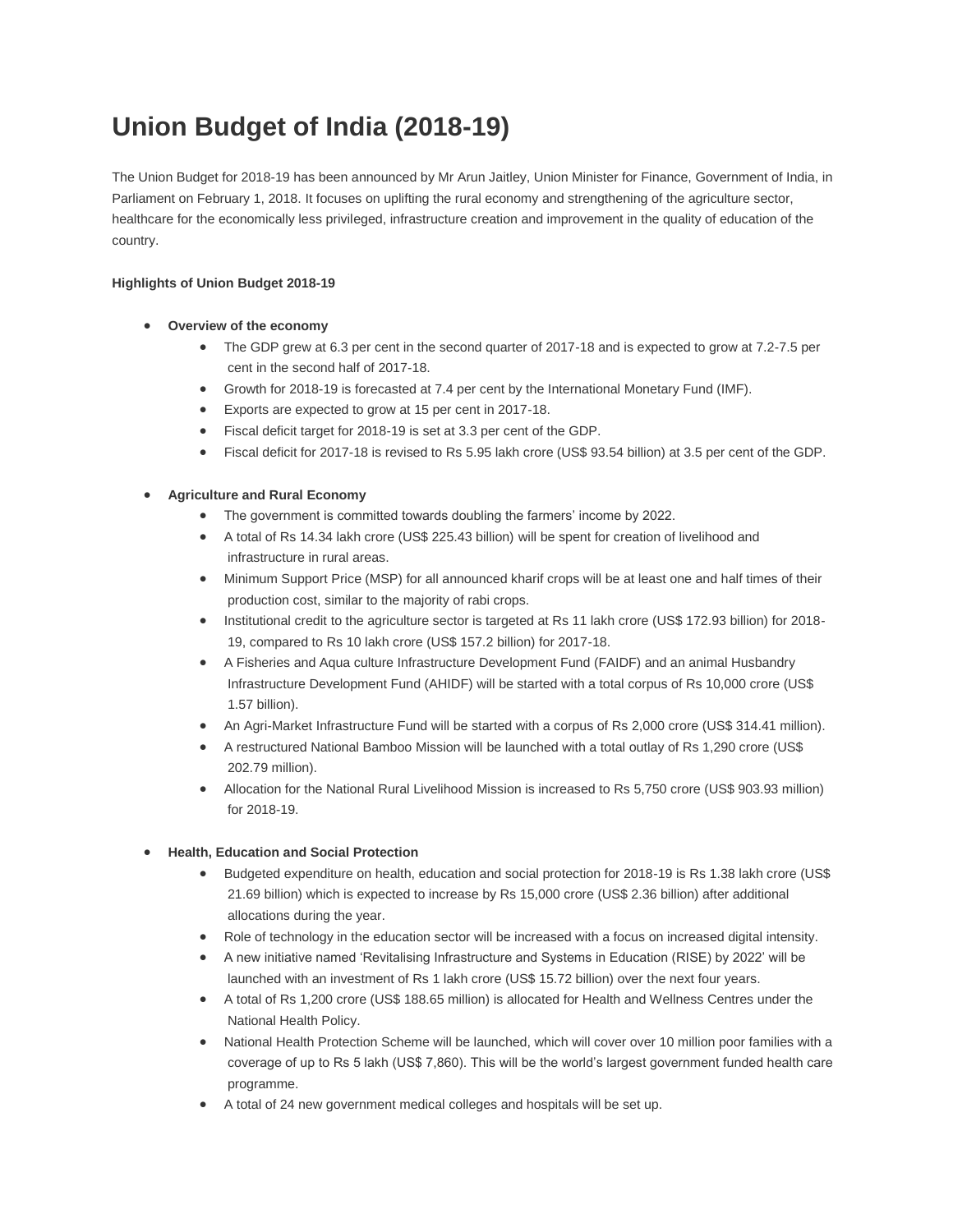# Union Budget of India (2018-19)

The Union Budget for 2018-19 has been announced by Mr Arun Jaitley, Union Minister for Finance, Government of India, in Parliament on February 1, 2018. It focuses on uplifting the rural economy and strengthening of the agriculture sector, healthcare for the economically less privileged, infrastructure creation and improvement in the quality of education of the country.

**Highlights of Union Budget 2018-19**

- **Overview of the economy**
  - The GDP grew at 6.3 per cent in the second quarter of 2017-18 and is expected to grow at 7.2-7.5 per cent in the second half of 2017-18.
  - Growth for 2018-19 is forecasted at 7.4 per cent by the International Monetary Fund (IMF).
  - Exports are expected to grow at 15 per cent in 2017-18.
  - Fiscal deficit target for 2018-19 is set at 3.3 per cent of the GDP.
  - Fiscal deficit for 2017-18 is revised to Rs 5.95 lakh crore (US$ 93.54 billion) at 3.5 per cent of the GDP.

- **Agriculture and Rural Economy**
  - The government is committed towards doubling the farmers' income by 2022.
  - A total of Rs 14.34 lakh crore (US$ 225.43 billion) will be spent for creation of livelihood and infrastructure in rural areas.
  - Minimum Support Price (MSP) for all announced kharif crops will be at least one and half times of their production cost, similar to the majority of rabi crops.
  - Institutional credit to the agriculture sector is targeted at Rs 11 lakh crore (US$ 172.93 billion) for 2018-19, compared to Rs 10 lakh crore (US$ 157.2 billion) for 2017-18.
  - A Fisheries and Aqua culture Infrastructure Development Fund (FAIDF) and an animal Husbandry Infrastructure Development Fund (AHIDF) will be started with a total corpus of Rs 10,000 crore (US$ 1.57 billion).
  - An Agri-Market Infrastructure Fund will be started with a corpus of Rs 2,000 crore (US$ 314.41 million).
  - A restructured National Bamboo Mission will be launched with a total outlay of Rs 1,290 crore (US$ 202.79 million).
  - Allocation for the National Rural Livelihood Mission is increased to Rs 5,750 crore (US$ 903.93 million) for 2018-19.

- **Health, Education and Social Protection**
  - Budgeted expenditure on health, education and social protection for 2018-19 is Rs 1.38 lakh crore (US$ 21.69 billion) which is expected to increase by Rs 15,000 crore (US$ 2.36 billion) after additional allocations during the year.
  - Role of technology in the education sector will be increased with a focus on increased digital intensity.
  - A new initiative named 'Revitalising Infrastructure and Systems in Education (RISE) by 2022' will be launched with an investment of Rs 1 lakh crore (US$ 15.72 billion) over the next four years.
  - A total of Rs 1,200 crore (US$ 188.65 million) is allocated for Health and Wellness Centres under the National Health Policy.
  - National Health Protection Scheme will be launched, which will cover over 10 million poor families with a coverage of up to Rs 5 lakh (US$ 7,860). This will be the world's largest government funded health care programme.
  - A total of 24 new government medical colleges and hospitals will be set up.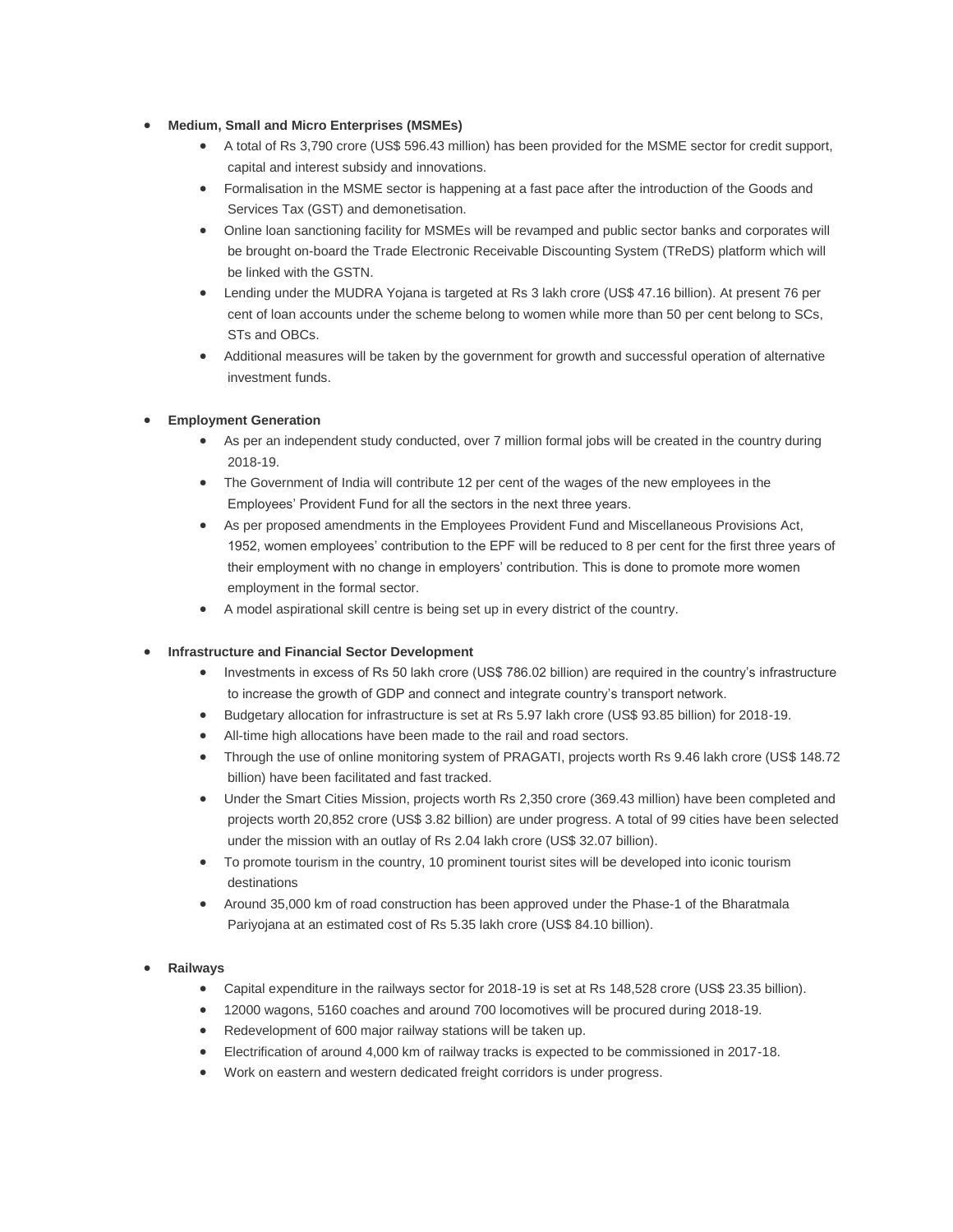- **Medium, Small and Micro Enterprises (MSMEs)**
  - A total of Rs 3,790 crore (US$ 596.43 million) has been provided for the MSME sector for credit support, capital and interest subsidy and innovations.
  - Formalisation in the MSME sector is happening at a fast pace after the introduction of the Goods and Services Tax (GST) and demonetisation.
  - Online loan sanctioning facility for MSMEs will be revamped and public sector banks and corporates will be brought on-board the Trade Electronic Receivable Discounting System (TReDS) platform which will be linked with the GSTN.
  - Lending under the MUDRA Yojana is targeted at Rs 3 lakh crore (US$ 47.16 billion). At present 76 per cent of loan accounts under the scheme belong to women while more than 50 per cent belong to SCs, STs and OBCs.
  - Additional measures will be taken by the government for growth and successful operation of alternative investment funds.

- **Employment Generation**
  - As per an independent study conducted, over 7 million formal jobs will be created in the country during 2018-19.
  - The Government of India will contribute 12 per cent of the wages of the new employees in the Employees' Provident Fund for all the sectors in the next three years.
  - As per proposed amendments in the Employees Provident Fund and Miscellaneous Provisions Act, 1952, women employees' contribution to the EPF will be reduced to 8 per cent for the first three years of their employment with no change in employers' contribution. This is done to promote more women employment in the formal sector.
  - A model aspirational skill centre is being set up in every district of the country.

- **Infrastructure and Financial Sector Development**
  - Investments in excess of Rs 50 lakh crore (US$ 786.02 billion) are required in the country's infrastructure to increase the growth of GDP and connect and integrate country's transport network.
  - Budgetary allocation for infrastructure is set at Rs 5.97 lakh crore (US$ 93.85 billion) for 2018-19.
  - All-time high allocations have been made to the rail and road sectors.
  - Through the use of online monitoring system of PRAGATI, projects worth Rs 9.46 lakh crore (US$ 148.72 billion) have been facilitated and fast tracked.
  - Under the Smart Cities Mission, projects worth Rs 2,350 crore (369.43 million) have been completed and projects worth 20,852 crore (US$ 3.82 billion) are under progress. A total of 99 cities have been selected under the mission with an outlay of Rs 2.04 lakh crore (US$ 32.07 billion).
  - To promote tourism in the country, 10 prominent tourist sites will be developed into iconic tourism destinations
  - Around 35,000 km of road construction has been approved under the Phase-1 of the Bharatmala Pariyojana at an estimated cost of Rs 5.35 lakh crore (US$ 84.10 billion).

- **Railways**
  - Capital expenditure in the railways sector for 2018-19 is set at Rs 148,528 crore (US$ 23.35 billion).
  - 12000 wagons, 5160 coaches and around 700 locomotives will be procured during 2018-19.
  - Redevelopment of 600 major railway stations will be taken up.
  - Electrification of around 4,000 km of railway tracks is expected to be commissioned in 2017-18.
  - Work on eastern and western dedicated freight corridors is under progress.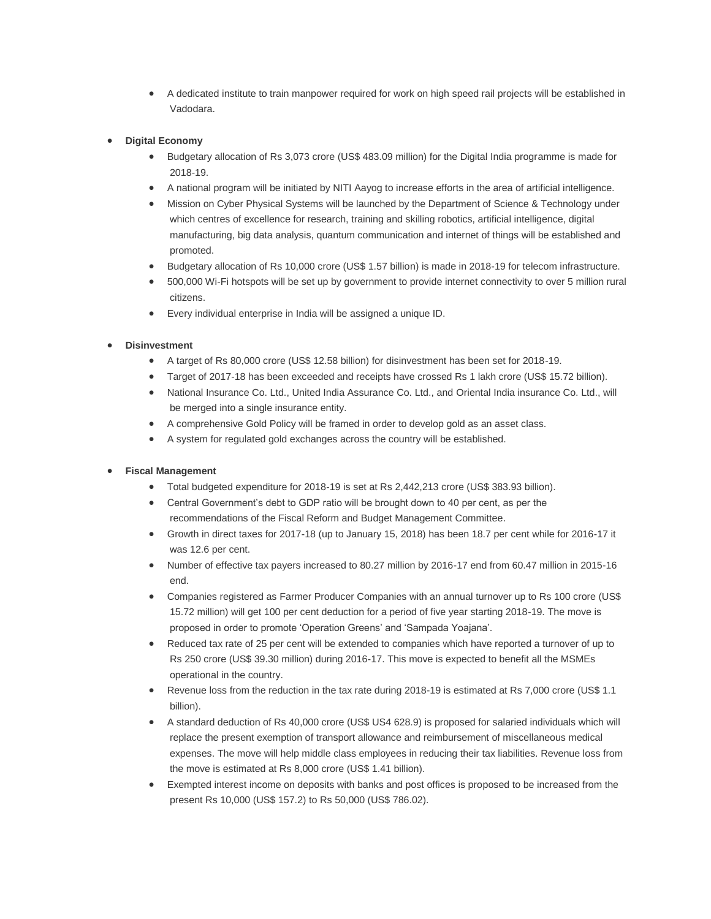- A dedicated institute to train manpower required for work on high speed rail projects will be established in Vadodara.

- **Digital Economy**
  - Budgetary allocation of Rs 3,073 crore (US$ 483.09 million) for the Digital India programme is made for 2018-19.
  - A national program will be initiated by NITI Aayog to increase efforts in the area of artificial intelligence.
  - Mission on Cyber Physical Systems will be launched by the Department of Science & Technology under which centres of excellence for research, training and skilling robotics, artificial intelligence, digital manufacturing, big data analysis, quantum communication and internet of things will be established and promoted.
  - Budgetary allocation of Rs 10,000 crore (US$ 1.57 billion) is made in 2018-19 for telecom infrastructure.
  - 500,000 Wi-Fi hotspots will be set up by government to provide internet connectivity to over 5 million rural citizens.
  - Every individual enterprise in India will be assigned a unique ID.

- **Disinvestment**
  - A target of Rs 80,000 crore (US$ 12.58 billion) for disinvestment has been set for 2018-19.
  - Target of 2017-18 has been exceeded and receipts have crossed Rs 1 lakh crore (US$ 15.72 billion).
  - National Insurance Co. Ltd., United India Assurance Co. Ltd., and Oriental India insurance Co. Ltd., will be merged into a single insurance entity.
  - A comprehensive Gold Policy will be framed in order to develop gold as an asset class.
  - A system for regulated gold exchanges across the country will be established.

- **Fiscal Management**
  - Total budgeted expenditure for 2018-19 is set at Rs 2,442,213 crore (US$ 383.93 billion).
  - Central Government's debt to GDP ratio will be brought down to 40 per cent, as per the recommendations of the Fiscal Reform and Budget Management Committee.
  - Growth in direct taxes for 2017-18 (up to January 15, 2018) has been 18.7 per cent while for 2016-17 it was 12.6 per cent.
  - Number of effective tax payers increased to 80.27 million by 2016-17 end from 60.47 million in 2015-16 end.
  - Companies registered as Farmer Producer Companies with an annual turnover up to Rs 100 crore (US$ 15.72 million) will get 100 per cent deduction for a period of five year starting 2018-19. The move is proposed in order to promote 'Operation Greens' and 'Sampada Yoajana'.
  - Reduced tax rate of 25 per cent will be extended to companies which have reported a turnover of up to Rs 250 crore (US$ 39.30 million) during 2016-17. This move is expected to benefit all the MSMEs operational in the country.
  - Revenue loss from the reduction in the tax rate during 2018-19 is estimated at Rs 7,000 crore (US$ 1.1 billion).
  - A standard deduction of Rs 40,000 crore (US$ US4 628.9) is proposed for salaried individuals which will replace the present exemption of transport allowance and reimbursement of miscellaneous medical expenses. The move will help middle class employees in reducing their tax liabilities. Revenue loss from the move is estimated at Rs 8,000 crore (US$ 1.41 billion).
  - Exempted interest income on deposits with banks and post offices is proposed to be increased from the present Rs 10,000 (US$ 157.2) to Rs 50,000 (US$ 786.02).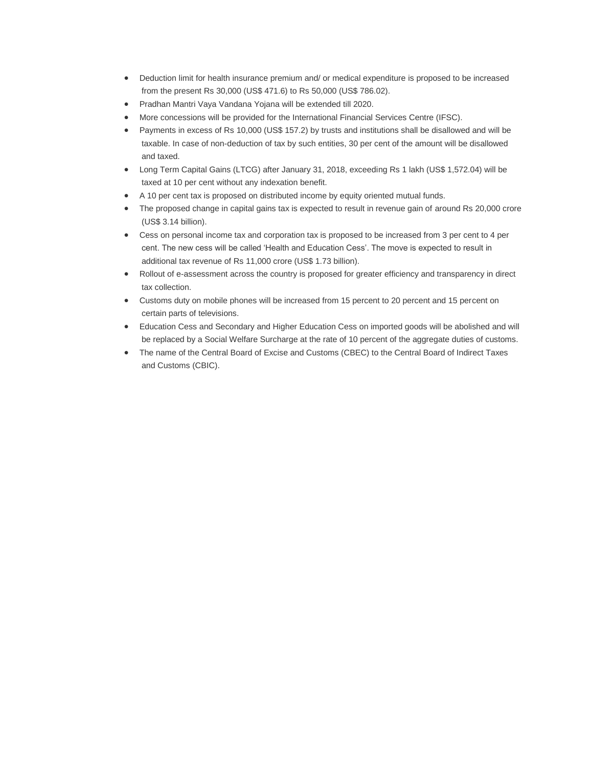- Deduction limit for health insurance premium and/ or medical expenditure is proposed to be increased from the present Rs 30,000 (US$ 471.6) to Rs 50,000 (US$ 786.02).
- Pradhan Mantri Vaya Vandana Yojana will be extended till 2020.
- More concessions will be provided for the International Financial Services Centre (IFSC).
- Payments in excess of Rs 10,000 (US$ 157.2) by trusts and institutions shall be disallowed and will be taxable. In case of non-deduction of tax by such entities, 30 per cent of the amount will be disallowed and taxed.
- Long Term Capital Gains (LTCG) after January 31, 2018, exceeding Rs 1 lakh (US$ 1,572.04) will be taxed at 10 per cent without any indexation benefit.
- A 10 per cent tax is proposed on distributed income by equity oriented mutual funds.
- The proposed change in capital gains tax is expected to result in revenue gain of around Rs 20,000 crore (US$ 3.14 billion).
- Cess on personal income tax and corporation tax is proposed to be increased from 3 per cent to 4 per cent. The new cess will be called 'Health and Education Cess'. The move is expected to result in additional tax revenue of Rs 11,000 crore (US$ 1.73 billion).
- Rollout of e-assessment across the country is proposed for greater efficiency and transparency in direct tax collection.
- Customs duty on mobile phones will be increased from 15 percent to 20 percent and 15 percent on certain parts of televisions.
- Education Cess and Secondary and Higher Education Cess on imported goods will be abolished and will be replaced by a Social Welfare Surcharge at the rate of 10 percent of the aggregate duties of customs.
- The name of the Central Board of Excise and Customs (CBEC) to the Central Board of Indirect Taxes and Customs (CBIC).